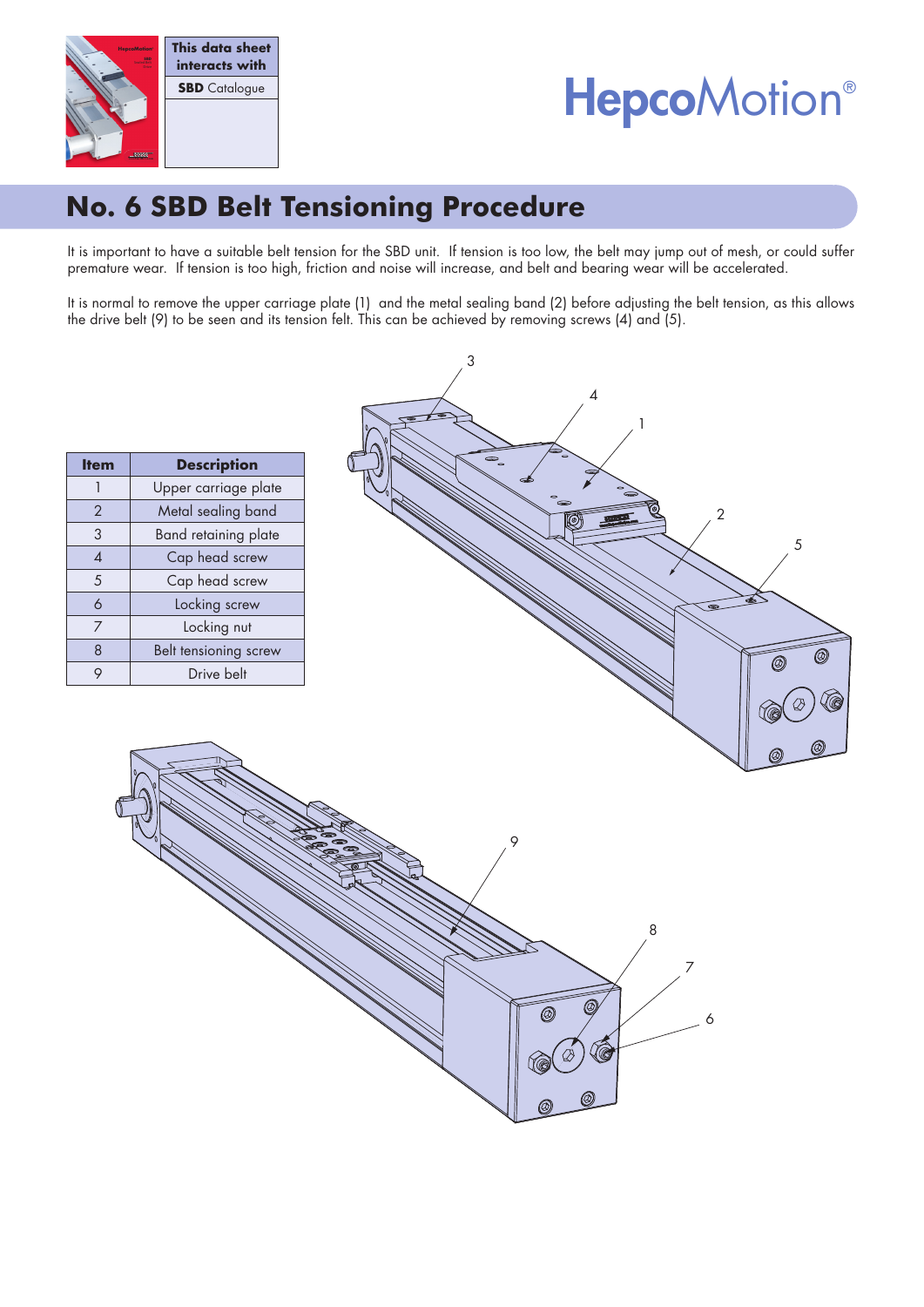This data sheet interacts with

**SBD** Catalogue

HepcoMotion®

# No. 6 SBD Belt Tensioning Procedure

It is important to have a suitable belt tension for the SBD unit. If tension is too low, the belt may jump out of mesh, or could suffer premature wear. If tension is too high, friction and noise will increase, and belt and bearing wear will be accelerated.

It is normal to remove the upper carriage plate (1) and the metal sealing band (2) before adjusting the belt tension, as this allows the drive belt (9) to be seen and its tension felt. This can be achieved by removing screws (4) and (5).

| Item | Description |
| --- | --- |
| 1 | Upper carriage plate |
| 2 | Metal sealing band |
| 3 | Band retaining plate |
| 4 | Cap head screw |
| 5 | Cap head screw |
| 6 | Locking screw |
| 7 | Locking nut |
| 8 | Belt tensioning screw |
| 9 | Drive belt |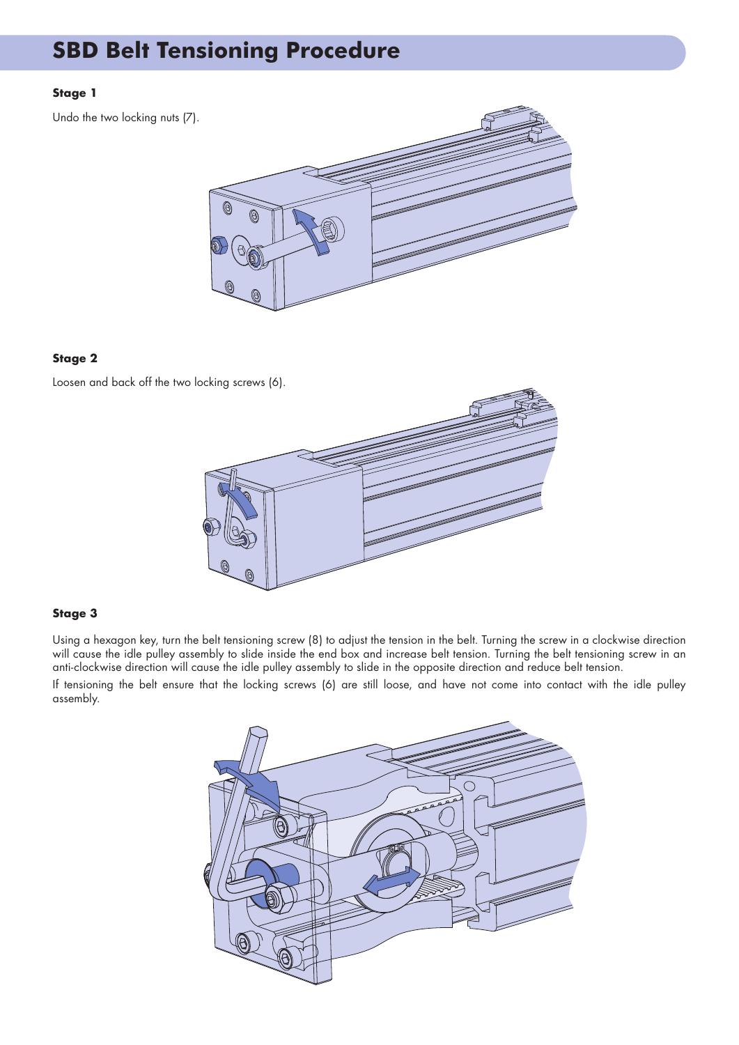# SBD Belt Tensioning Procedure

**Stage 1**

Undo the two locking nuts (7).

**Stage 2**

Loosen and back off the two locking screws (6).

**Stage 3**

Using a hexagon key, turn the belt tensioning screw (8) to adjust the tension in the belt. Turning the screw in a clockwise direction will cause the idle pulley assembly to slide inside the end box and increase belt tension. Turning the belt tensioning screw in an anti-clockwise direction will cause the idle pulley assembly to slide in the opposite direction and reduce belt tension.

If tensioning the belt ensure that the locking screws (6) are still loose, and have not come into contact with the idle pulley assembly.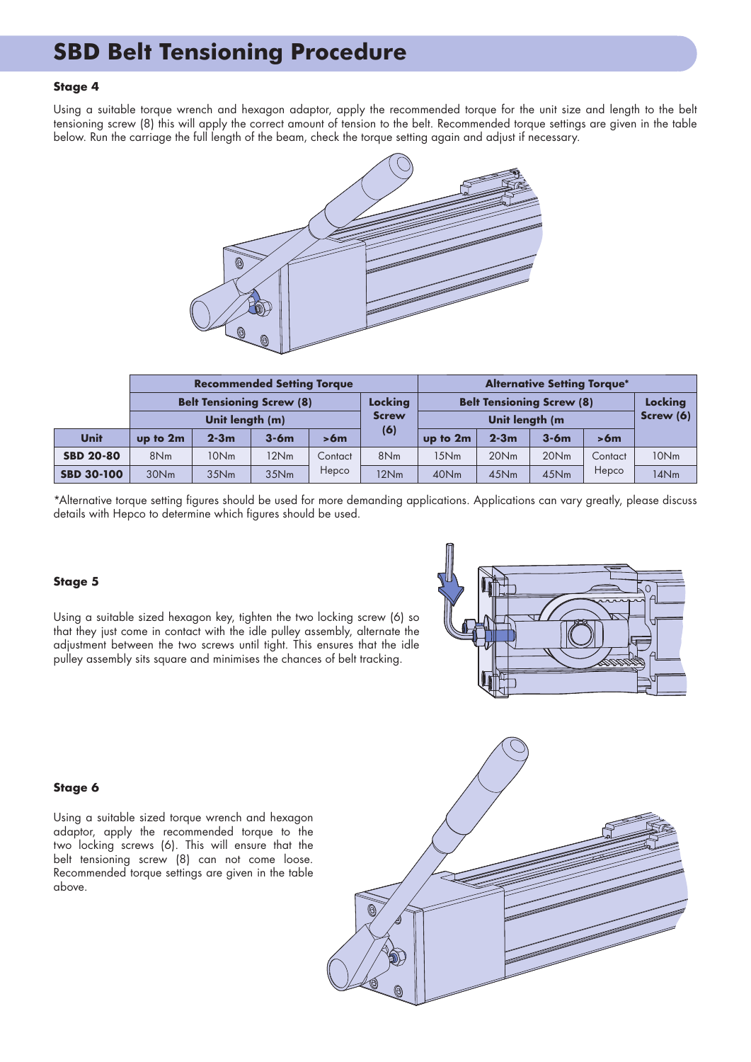# SBD Belt Tensioning Procedure

### Stage 4

Using a suitable torque wrench and hexagon adaptor, apply the recommended torque for the unit size and length to the belt tensioning screw (8) this will apply the correct amount of tension to the belt. Recommended torque settings are given in the table below. Run the carriage the full length of the beam, check the torque setting again and adjust if necessary.

| | Recommended Setting Torque | | | | | Alternative Setting Torque* | | | | |
|---|---|---|---|---|---|---|---|---|---|---|
| | Belt Tensioning Screw (8) | | | | Locking Screw (6) | Belt Tensioning Screw (8) | | | | Locking Screw (6) |
| | Unit length (m) | | | | | Unit length (m | | | | |
| **Unit** | **up to 2m** | **2-3m** | **3-6m** | **>6m** | | **up to 2m** | **2-3m** | **3-6m** | **>6m** | |
| **SBD 20-80** | 8Nm | 10Nm | 12Nm | Contact Hepco | 8Nm | 15Nm | 20Nm | 20Nm | Contact Hepco | 10Nm |
| **SBD 30-100** | 30Nm | 35Nm | 35Nm | | 12Nm | 40Nm | 45Nm | 45Nm | | 14Nm |

*Alternative torque setting figures should be used for more demanding applications. Applications can vary greatly, please discuss details with Hepco to determine which figures should be used.

### Stage 5

Using a suitable sized hexagon key, tighten the two locking screw (6) so that they just come in contact with the idle pulley assembly, alternate the adjustment between the two screws until tight. This ensures that the idle pulley assembly sits square and minimises the chances of belt tracking.

### Stage 6

Using a suitable sized torque wrench and hexagon adaptor, apply the recommended torque to the two locking screws (6). This will ensure that the belt tensioning screw (8) can not come loose. Recommended torque settings are given in the table above.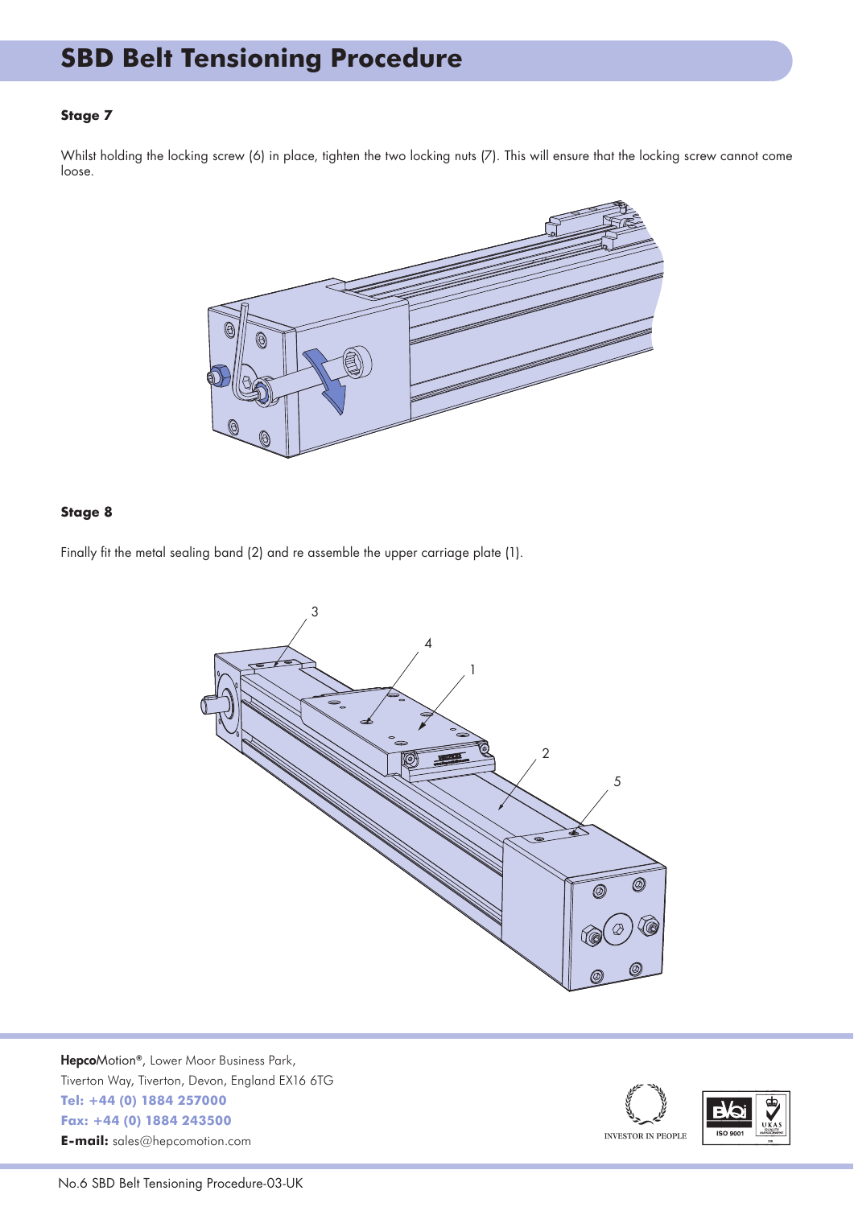# SBD Belt Tensioning Procedure

**Stage 7**

Whilst holding the locking screw (6) in place, tighten the two locking nuts (7). This will ensure that the locking screw cannot come loose.

**Stage 8**

Finally fit the metal sealing band (2) and re assemble the upper carriage plate (1).

3

4

1

2

5

**Hepco**Motion®, Lower Moor Business Park,
Tiverton Way, Tiverton, Devon, England EX16 6TG
**Tel: +44 (0) 1884 257000**
**Fax: +44 (0) 1884 243500**
**E-mail:** sales@hepcomotion.com

INVESTOR IN PEOPLE

ISO 9001

No.6 SBD Belt Tensioning Procedure-03-UK